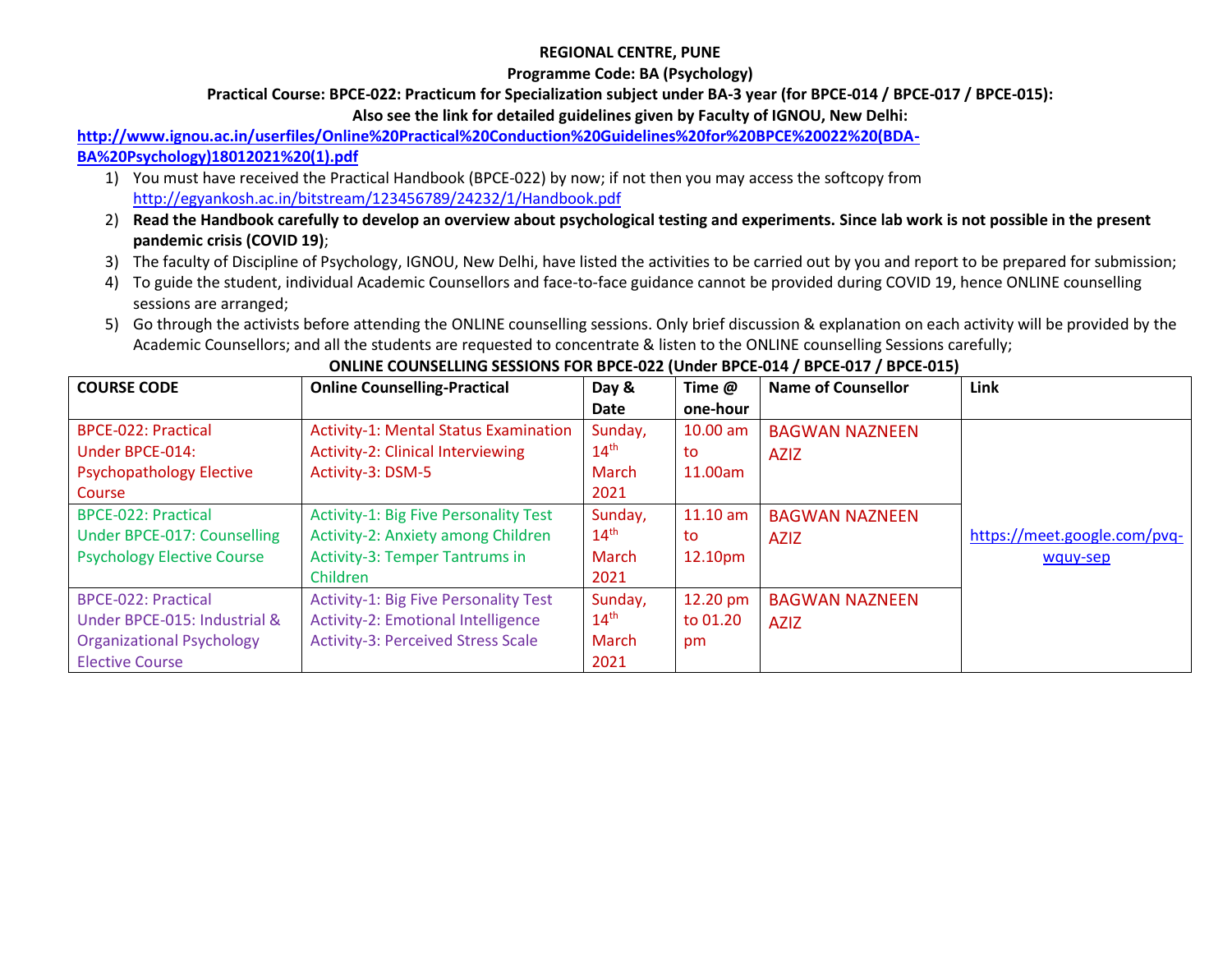**REGIONAL CENTRE, PUNE**

**Programme Code: BA (Psychology)**

**Practical Course: BPCE-022: Practicum for Specialization subject under BA-3 year (for BPCE-014 / BPCE-017 / BPCE-015):**

**Also see the link for detailed guidelines given by Faculty of IGNOU, New Delhi:**

**http://www.ignou.ac.in/userfiles/Online%20Practical%20Conduction%20Guidelines%20for%20BPCE%20022%20(BDA-BA%20Psychology)18012021%20(1).pdf**

1) You must have received the Practical Handbook (BPCE-022) by now; if not then you may access the softcopy from http://egyankosh.ac.in/bitstream/123456789/24232/1/Handbook.pdf
2) **Read the Handbook carefully to develop an overview about psychological testing and experiments. Since lab work is not possible in the present pandemic crisis (COVID 19)**;
3) The faculty of Discipline of Psychology, IGNOU, New Delhi, have listed the activities to be carried out by you and report to be prepared for submission;
4) To guide the student, individual Academic Counsellors and face-to-face guidance cannot be provided during COVID 19, hence ONLINE counselling sessions are arranged;
5) Go through the activists before attending the ONLINE counselling sessions. Only brief discussion & explanation on each activity will be provided by the Academic Counsellors; and all the students are requested to concentrate & listen to the ONLINE counselling Sessions carefully;

**ONLINE COUNSELLING SESSIONS FOR BPCE-022 (Under BPCE-014 / BPCE-017 / BPCE-015)**

| COURSE CODE | Online Counselling-Practical | Day & Date | Time @ one-hour | Name of Counsellor | Link |
|---|---|---|---|---|---|
| BPCE-022: Practical Under BPCE-014: Psychopathology Elective Course | Activity-1: Mental Status Examination<br>Activity-2: Clinical Interviewing<br>Activity-3: DSM-5 | Sunday, 14th March 2021 | 10.00 am to 11.00am | BAGWAN NAZNEEN AZIZ | https://meet.google.com/pvq-wquy-sep |
| BPCE-022: Practical Under BPCE-017: Counselling Psychology Elective Course | Activity-1: Big Five Personality Test<br>Activity-2: Anxiety among Children<br>Activity-3: Temper Tantrums in Children | Sunday, 14th March 2021 | 11.10 am to 12.10pm | BAGWAN NAZNEEN AZIZ | |
| BPCE-022: Practical Under BPCE-015: Industrial & Organizational Psychology Elective Course | Activity-1: Big Five Personality Test<br>Activity-2: Emotional Intelligence<br>Activity-3: Perceived Stress Scale | Sunday, 14th March 2021 | 12.20 pm to 01.20 pm | BAGWAN NAZNEEN AZIZ | |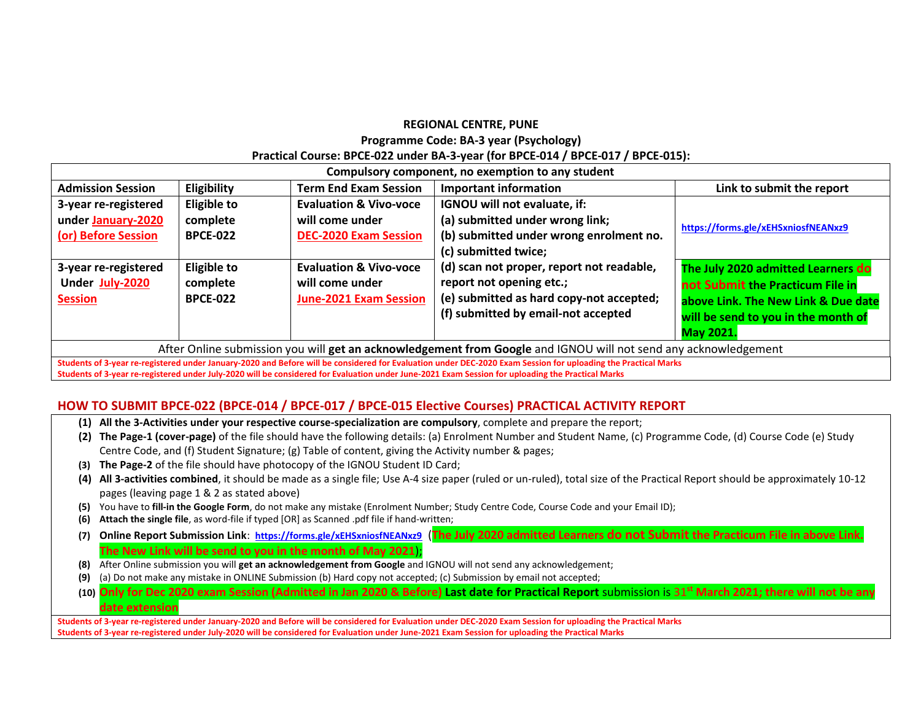**REGIONAL CENTRE, PUNE**

**Programme Code: BA-3 year (Psychology)**

**Practical Course: BPCE-022 under BA-3-year (for BPCE-014 / BPCE-017 / BPCE-015):**

| Compulsory component, no exemption to any student | | | | |
|---|---|---|---|---|
| **Admission Session** | **Eligibility** | **Term End Exam Session** | **Important information** | **Link to submit the report** |
| **3-year re-registered under January-2020 (or) Before Session** | **Eligible to complete BPCE-022** | **Evaluation & Vivo-voce will come under DEC-2020 Exam Session** | **IGNOU will not evaluate, if:** **(a) submitted under wrong link;** **(b) submitted under wrong enrolment no.** **(c) submitted twice;** **(d) scan not proper, report not readable, report not opening etc.;** **(e) submitted as hard copy-not accepted;** **(f) submitted by email-not accepted** | **https://forms.gle/xEHSxniosfNEANxz9** |
| **3-year re-registered Under July-2020 Session** | **Eligible to complete BPCE-022** | **Evaluation & Vivo-voce will come under June-2021 Exam Session** | | **The July 2020 admitted Learners do not Submit the Practicum File in above Link. The New Link & Due date will be send to you in the month of May 2021.** |
| After Online submission you will **get an acknowledgement from Google** and IGNOU will not send any acknowledgement | | | | |

**Students of 3-year re-registered under January-2020 and Before will be considered for Evaluation under DEC-2020 Exam Session for uploading the Practical Marks**

**Students of 3-year re-registered under July-2020 will be considered for Evaluation under June-2021 Exam Session for uploading the Practical Marks**

## HOW TO SUBMIT BPCE-022 (BPCE-014 / BPCE-017 / BPCE-015 Elective Courses) PRACTICAL ACTIVITY REPORT

1. **All the 3-Activities under your respective course-specialization are compulsory**, complete and prepare the report;
2. **The Page-1 (cover-page)** of the file should have the following details: (a) Enrolment Number and Student Name, (c) Programme Code, (d) Course Code (e) Study Centre Code, and (f) Student Signature; (g) Table of content, giving the Activity number & pages;
3. **The Page-2** of the file should have photocopy of the IGNOU Student ID Card;
4. **All 3-activities combined**, it should be made as a single file; Use A-4 size paper (ruled or un-ruled), total size of the Practical Report should be approximately 10-12 pages (leaving page 1 & 2 as stated above)
5. You have to **fill-in the Google Form**, do not make any mistake (Enrolment Number; Study Centre Code, Course Code and your Email ID);
6. **Attach the single file**, as word-file if typed [OR] as Scanned .pdf file if hand-written;
7. **Online Report Submission Link**: **https://forms.gle/xEHSxniosfNEANxz9** (**The July 2020 admitted Learners do not Submit the Practicum File in above Link. The New Link will be send to you in the month of May 2021**);
8. After Online submission you will **get an acknowledgement from Google** and IGNOU will not send any acknowledgement;
9. (a) Do not make any mistake in ONLINE Submission (b) Hard copy not accepted; (c) Submission by email not accepted;
10. **Only for Dec 2020 exam Session (Admitted in Jan 2020 & Before) Last date for Practical Report** submission is **31st March 2021; there will not be any date extension**

**Students of 3-year re-registered under January-2020 and Before will be considered for Evaluation under DEC-2020 Exam Session for uploading the Practical Marks**

**Students of 3-year re-registered under July-2020 will be considered for Evaluation under June-2021 Exam Session for uploading the Practical Marks**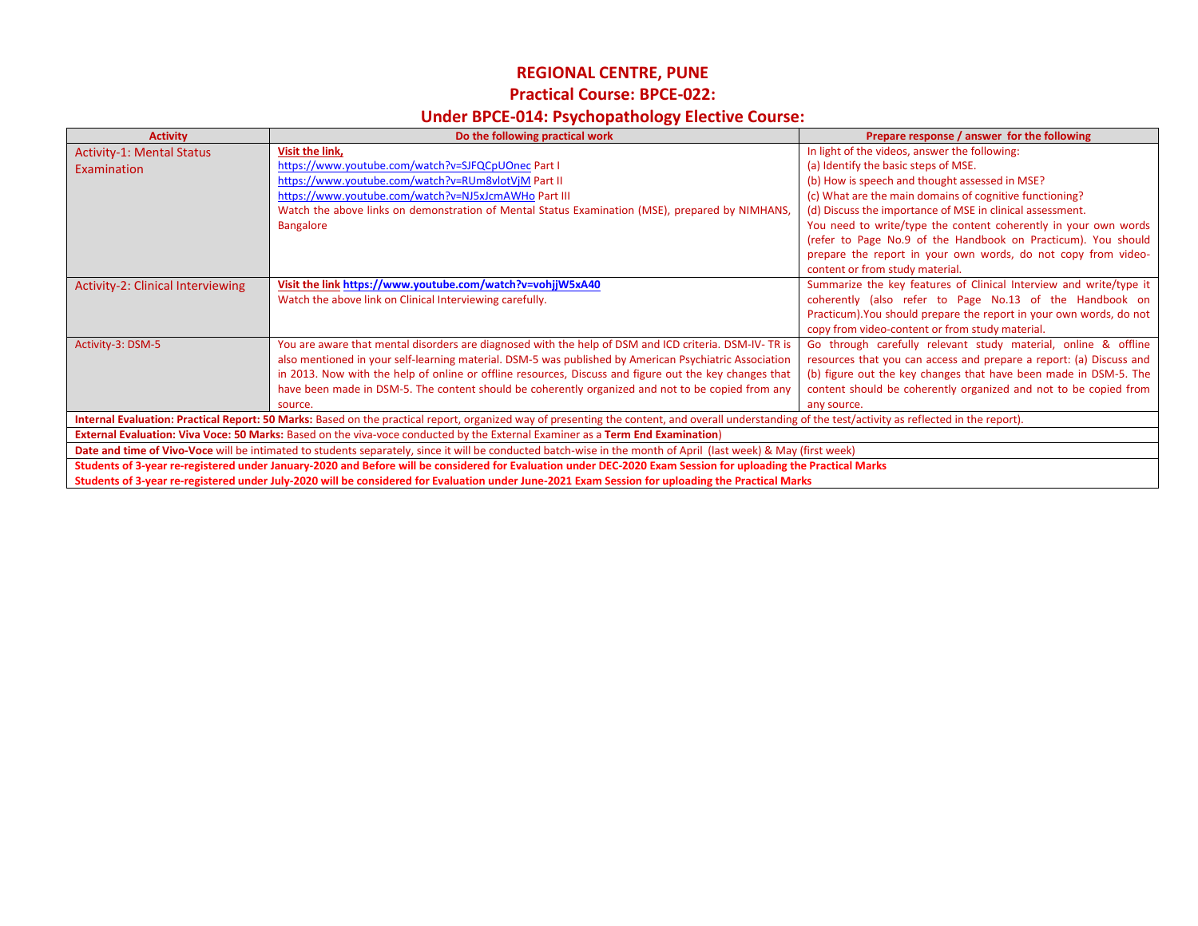# REGIONAL CENTRE, PUNE

## Practical Course: BPCE-022:

## Under BPCE-014: Psychopathology Elective Course:

| Activity | Do the following practical work | Prepare response / answer for the following |
|---|---|---|
| Activity-1: Mental Status Examination | **Visit the link,**<br>https://www.youtube.com/watch?v=SJFQCpUOnec Part I<br>https://www.youtube.com/watch?v=RUm8vlotVjM Part II<br>https://www.youtube.com/watch?v=NJ5xJcmAWHo Part III<br>Watch the above links on demonstration of Mental Status Examination (MSE), prepared by NIMHANS, Bangalore | In light of the videos, answer the following:<br>(a) Identify the basic steps of MSE.<br>(b) How is speech and thought assessed in MSE?<br>(c) What are the main domains of cognitive functioning?<br>(d) Discuss the importance of MSE in clinical assessment.<br>You need to write/type the content coherently in your own words (refer to Page No.9 of the Handbook on Practicum). You should prepare the report in your own words, do not copy from video-content or from study material. |
| Activity-2: Clinical Interviewing | **Visit the link https://www.youtube.com/watch?v=vohjjW5xA40**<br>Watch the above link on Clinical Interviewing carefully. | Summarize the key features of Clinical Interview and write/type it coherently (also refer to Page No.13 of the Handbook on Practicum).You should prepare the report in your own words, do not copy from video-content or from study material. |
| Activity-3: DSM-5 | You are aware that mental disorders are diagnosed with the help of DSM and ICD criteria. DSM-IV- TR is also mentioned in your self-learning material. DSM-5 was published by American Psychiatric Association in 2013. Now with the help of online or offline resources, Discuss and figure out the key changes that have been made in DSM-5. The content should be coherently organized and not to be copied from any source. | Go through carefully relevant study material, online & offline resources that you can access and prepare a report: (a) Discuss and (b) figure out the key changes that have been made in DSM-5. The content should be coherently organized and not to be copied from any source. |
| **Internal Evaluation: Practical Report: 50 Marks:** Based on the practical report, organized way of presenting the content, and overall understanding of the test/activity as reflected in the report). | | |
| **External Evaluation: Viva Voce: 50 Marks:** Based on the viva-voce conducted by the External Examiner as a **Term End Examination**) | | |
| **Date and time of Vivo-Voce** will be intimated to students separately, since it will be conducted batch-wise in the month of April (last week) & May (first week) | | |
| **Students of 3-year re-registered under January-2020 and Before will be considered for Evaluation under DEC-2020 Exam Session for uploading the Practical Marks**<br>**Students of 3-year re-registered under July-2020 will be considered for Evaluation under June-2021 Exam Session for uploading the Practical Marks** | | |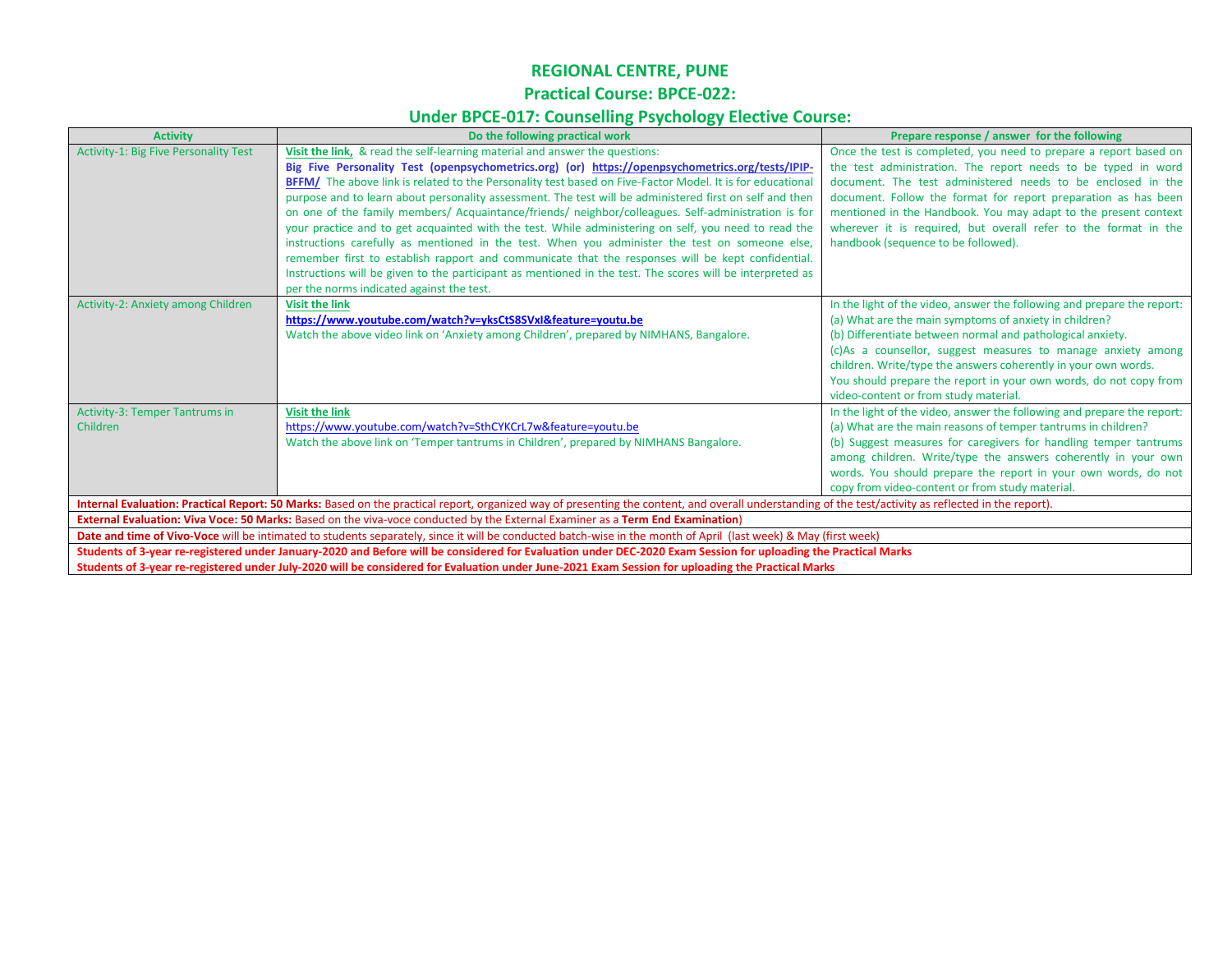# REGIONAL CENTRE, PUNE

## Practical Course: BPCE-022:

## Under BPCE-017: Counselling Psychology Elective Course:

| Activity | Do the following practical work | Prepare response / answer for the following |
|---|---|---|
| Activity-1: Big Five Personality Test | **Visit the link,** & read the self-learning material and answer the questions: **Big Five Personality Test (openpsychometrics.org) (or) https://openpsychometrics.org/tests/IPIP-BFFM/** The above link is related to the Personality test based on Five-Factor Model. It is for educational purpose and to learn about personality assessment. The test will be administered first on self and then on one of the family members/ Acquaintance/friends/ neighbor/colleagues. Self-administration is for your practice and to get acquainted with the test. While administering on self, you need to read the instructions carefully as mentioned in the test. When you administer the test on someone else, remember first to establish rapport and communicate that the responses will be kept confidential. Instructions will be given to the participant as mentioned in the test. The scores will be interpreted as per the norms indicated against the test. | Once the test is completed, you need to prepare a report based on the test administration. The report needs to be typed in word document. The test administered needs to be enclosed in the document. Follow the format for report preparation as has been mentioned in the Handbook. You may adapt to the present context wherever it is required, but overall refer to the format in the handbook (sequence to be followed). |
| Activity-2: Anxiety among Children | **Visit the link** **https://www.youtube.com/watch?v=yksCtS8SVxI&feature=youtu.be** Watch the above video link on 'Anxiety among Children', prepared by NIMHANS, Bangalore. | In the light of the video, answer the following and prepare the report: (a) What are the main symptoms of anxiety in children? (b) Differentiate between normal and pathological anxiety. (c)As a counsellor, suggest measures to manage anxiety among children. Write/type the answers coherently in your own words. You should prepare the report in your own words, do not copy from video-content or from study material. |
| Activity-3: Temper Tantrums in Children | **Visit the link** https://www.youtube.com/watch?v=SthCYKCrL7w&feature=youtu.be Watch the above link on 'Temper tantrums in Children', prepared by NIMHANS Bangalore. | In the light of the video, answer the following and prepare the report: (a) What are the main reasons of temper tantrums in children? (b) Suggest measures for caregivers for handling temper tantrums among children. Write/type the answers coherently in your own words. You should prepare the report in your own words, do not copy from video-content or from study material. |

**Internal Evaluation: Practical Report: 50 Marks:** Based on the practical report, organized way of presenting the content, and overall understanding of the test/activity as reflected in the report).

**External Evaluation: Viva Voce: 50 Marks:** Based on the viva-voce conducted by the External Examiner as a **Term End Examination**)

**Date and time of Vivo-Voce** will be intimated to students separately, since it will be conducted batch-wise in the month of April (last week) & May (first week)

**Students of 3-year re-registered under January-2020 and Before will be considered for Evaluation under DEC-2020 Exam Session for uploading the Practical Marks**

**Students of 3-year re-registered under July-2020 will be considered for Evaluation under June-2021 Exam Session for uploading the Practical Marks**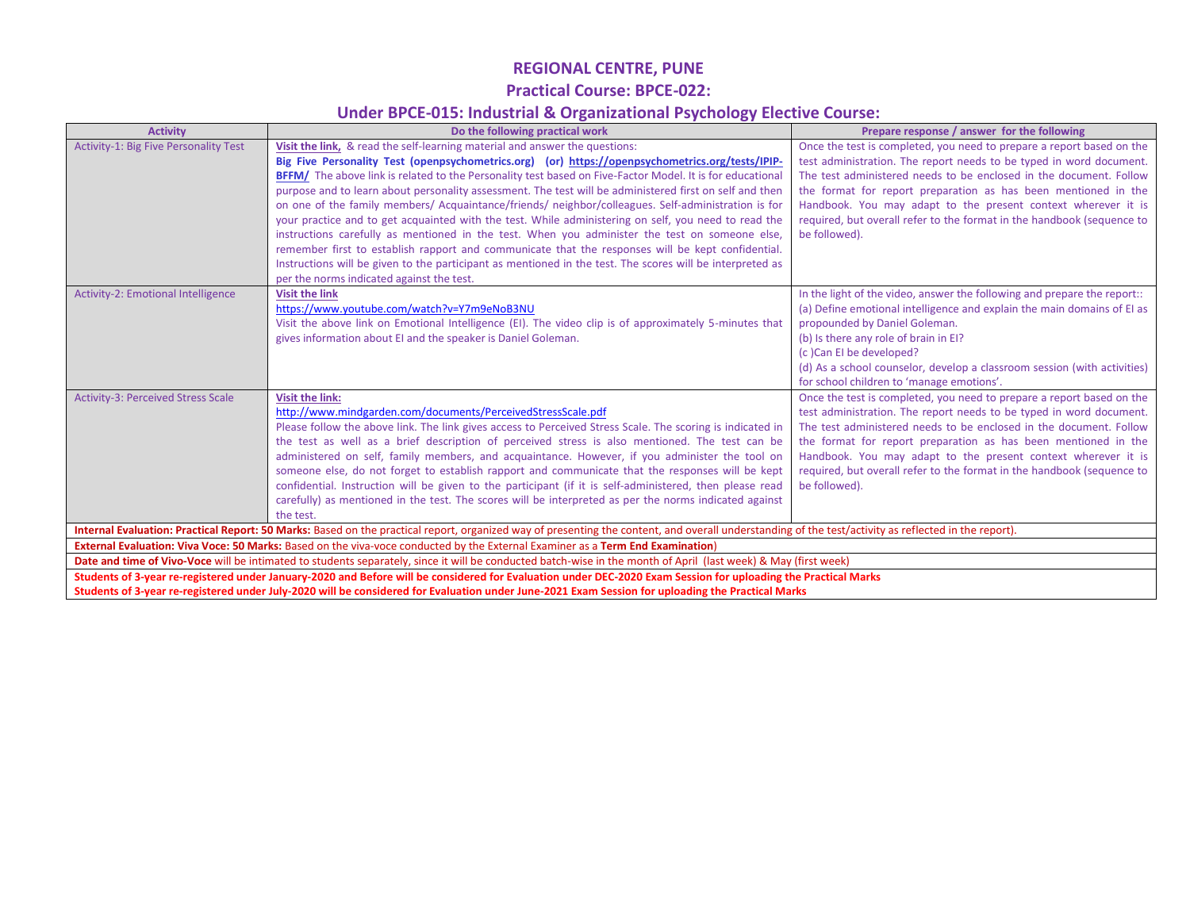## REGIONAL CENTRE, PUNE

### Practical Course: BPCE-022:

### Under BPCE-015: Industrial & Organizational Psychology Elective Course:

| Activity | Do the following practical work | Prepare response / answer for the following |
|---|---|---|
| Activity-1: Big Five Personality Test | **Visit the link,** & read the self-learning material and answer the questions: **Big Five Personality Test (openpsychometrics.org) (or) https://openpsychometrics.org/tests/IPIP-BFFM/** The above link is related to the Personality test based on Five-Factor Model. It is for educational purpose and to learn about personality assessment. The test will be administered first on self and then on one of the family members/ Acquaintance/friends/ neighbor/colleagues. Self-administration is for your practice and to get acquainted with the test. While administering on self, you need to read the instructions carefully as mentioned in the test. When you administer the test on someone else, remember first to establish rapport and communicate that the responses will be kept confidential. Instructions will be given to the participant as mentioned in the test. The scores will be interpreted as per the norms indicated against the test. | Once the test is completed, you need to prepare a report based on the test administration. The report needs to be typed in word document. The test administered needs to be enclosed in the document. Follow the format for report preparation as has been mentioned in the Handbook. You may adapt to the present context wherever it is required, but overall refer to the format in the handbook (sequence to be followed). |
| Activity-2: Emotional Intelligence | **Visit the link** https://www.youtube.com/watch?v=Y7m9eNoB3NU Visit the above link on Emotional Intelligence (EI). The video clip is of approximately 5-minutes that gives information about EI and the speaker is Daniel Goleman. | In the light of the video, answer the following and prepare the report:: (a) Define emotional intelligence and explain the main domains of EI as propounded by Daniel Goleman. (b) Is there any role of brain in EI? (c )Can EI be developed? (d) As a school counselor, develop a classroom session (with activities) for school children to 'manage emotions'. |
| Activity-3: Perceived Stress Scale | **Visit the link:** http://www.mindgarden.com/documents/PerceivedStressScale.pdf Please follow the above link. The link gives access to Perceived Stress Scale. The scoring is indicated in the test as well as a brief description of perceived stress is also mentioned. The test can be administered on self, family members, and acquaintance. However, if you administer the tool on someone else, do not forget to establish rapport and communicate that the responses will be kept confidential. Instruction will be given to the participant (if it is self-administered, then please read carefully) as mentioned in the test. The scores will be interpreted as per the norms indicated against the test. | Once the test is completed, you need to prepare a report based on the test administration. The report needs to be typed in word document. The test administered needs to be enclosed in the document. Follow the format for report preparation as has been mentioned in the Handbook. You may adapt to the present context wherever it is required, but overall refer to the format in the handbook (sequence to be followed). |

**Internal Evaluation: Practical Report: 50 Marks:** Based on the practical report, organized way of presenting the content, and overall understanding of the test/activity as reflected in the report).

**External Evaluation: Viva Voce: 50 Marks:** Based on the viva-voce conducted by the External Examiner as a **Term End Examination**)

**Date and time of Vivo-Voce** will be intimated to students separately, since it will be conducted batch-wise in the month of April (last week) & May (first week)

**Students of 3-year re-registered under January-2020 and Before will be considered for Evaluation under DEC-2020 Exam Session for uploading the Practical Marks**
**Students of 3-year re-registered under July-2020 will be considered for Evaluation under June-2021 Exam Session for uploading the Practical Marks**